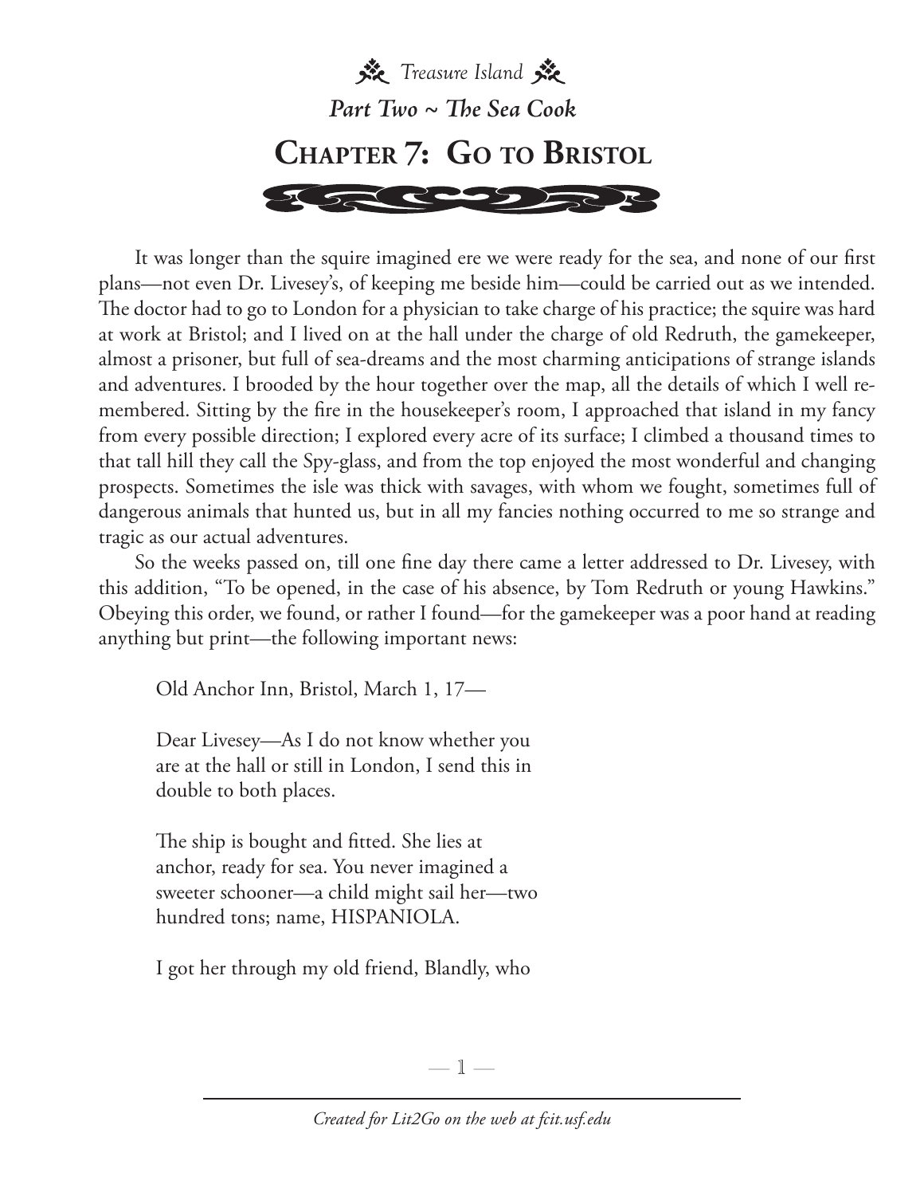*Treasure Island*

***Part Two ~ The Sea Cook***

# Chapter 7: Go to Bristol

It was longer than the squire imagined ere we were ready for the sea, and none of our first plans—not even Dr. Livesey's, of keeping me beside him—could be carried out as we intended. The doctor had to go to London for a physician to take charge of his practice; the squire was hard at work at Bristol; and I lived on at the hall under the charge of old Redruth, the gamekeeper, almost a prisoner, but full of sea-dreams and the most charming anticipations of strange islands and adventures. I brooded by the hour together over the map, all the details of which I well remembered. Sitting by the fire in the housekeeper's room, I approached that island in my fancy from every possible direction; I explored every acre of its surface; I climbed a thousand times to that tall hill they call the Spy-glass, and from the top enjoyed the most wonderful and changing prospects. Sometimes the isle was thick with savages, with whom we fought, sometimes full of dangerous animals that hunted us, but in all my fancies nothing occurred to me so strange and tragic as our actual adventures.

So the weeks passed on, till one fine day there came a letter addressed to Dr. Livesey, with this addition, "To be opened, in the case of his absence, by Tom Redruth or young Hawkins." Obeying this order, we found, or rather I found—for the gamekeeper was a poor hand at reading anything but print—the following important news:

> Old Anchor Inn, Bristol, March 1, 17—
>
> Dear Livesey—As I do not know whether you are at the hall or still in London, I send this in double to both places.
>
> The ship is bought and fitted. She lies at anchor, ready for sea. You never imagined a sweeter schooner—a child might sail her—two hundred tons; name, HISPANIOLA.
>
> I got her through my old friend, Blandly, who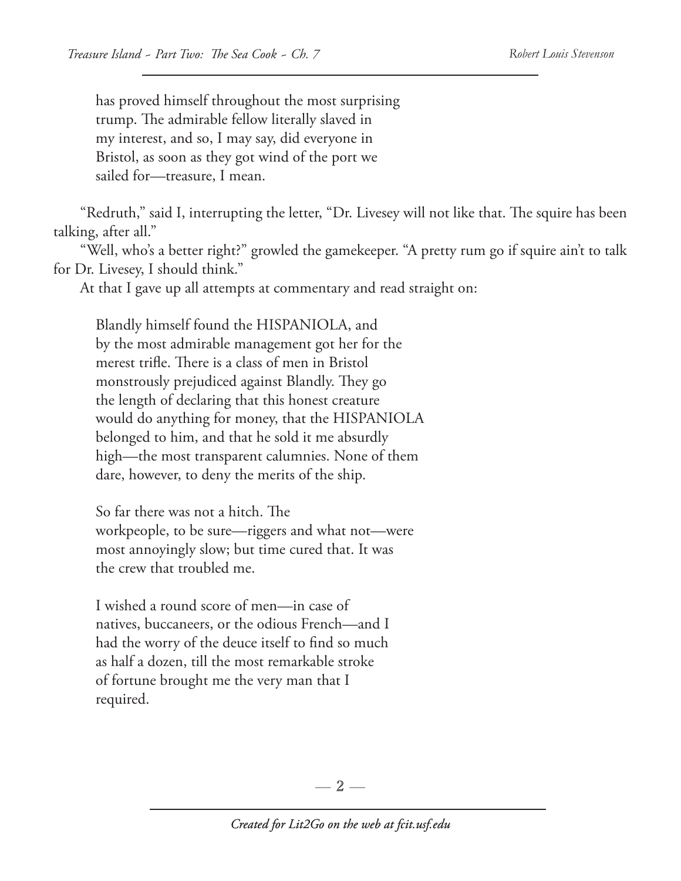> has proved himself throughout the most surprising trump. The admirable fellow literally slaved in my interest, and so, I may say, did everyone in Bristol, as soon as they got wind of the port we sailed for—treasure, I mean.

"Redruth," said I, interrupting the letter, "Dr. Livesey will not like that. The squire has been talking, after all."

"Well, who's a better right?" growled the gamekeeper. "A pretty rum go if squire ain't to talk for Dr. Livesey, I should think."

At that I gave up all attempts at commentary and read straight on:

> Blandly himself found the HISPANIOLA, and by the most admirable management got her for the merest trifle. There is a class of men in Bristol monstrously prejudiced against Blandly. They go the length of declaring that this honest creature would do anything for money, that the HISPANIOLA belonged to him, and that he sold it me absurdly high—the most transparent calumnies. None of them dare, however, to deny the merits of the ship.
>
> So far there was not a hitch. The workpeople, to be sure—riggers and what not—were most annoyingly slow; but time cured that. It was the crew that troubled me.
>
> I wished a round score of men—in case of natives, buccaneers, or the odious French—and I had the worry of the deuce itself to find so much as half a dozen, till the most remarkable stroke of fortune brought me the very man that I required.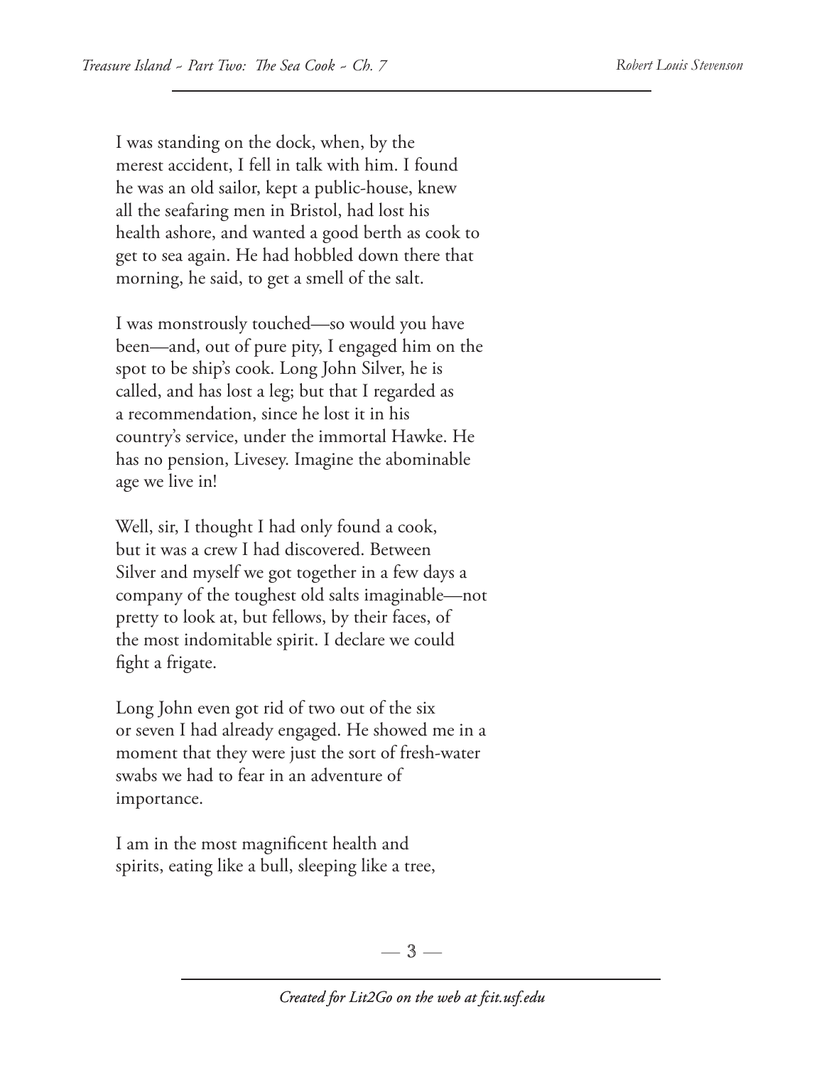I was standing on the dock, when, by the merest accident, I fell in talk with him. I found he was an old sailor, kept a public-house, knew all the seafaring men in Bristol, had lost his health ashore, and wanted a good berth as cook to get to sea again. He had hobbled down there that morning, he said, to get a smell of the salt.

I was monstrously touched—so would you have been—and, out of pure pity, I engaged him on the spot to be ship's cook. Long John Silver, he is called, and has lost a leg; but that I regarded as a recommendation, since he lost it in his country's service, under the immortal Hawke. He has no pension, Livesey. Imagine the abominable age we live in!

Well, sir, I thought I had only found a cook, but it was a crew I had discovered. Between Silver and myself we got together in a few days a company of the toughest old salts imaginable—not pretty to look at, but fellows, by their faces, of the most indomitable spirit. I declare we could fight a frigate.

Long John even got rid of two out of the six or seven I had already engaged. He showed me in a moment that they were just the sort of fresh-water swabs we had to fear in an adventure of importance.

I am in the most magnificent health and spirits, eating like a bull, sleeping like a tree,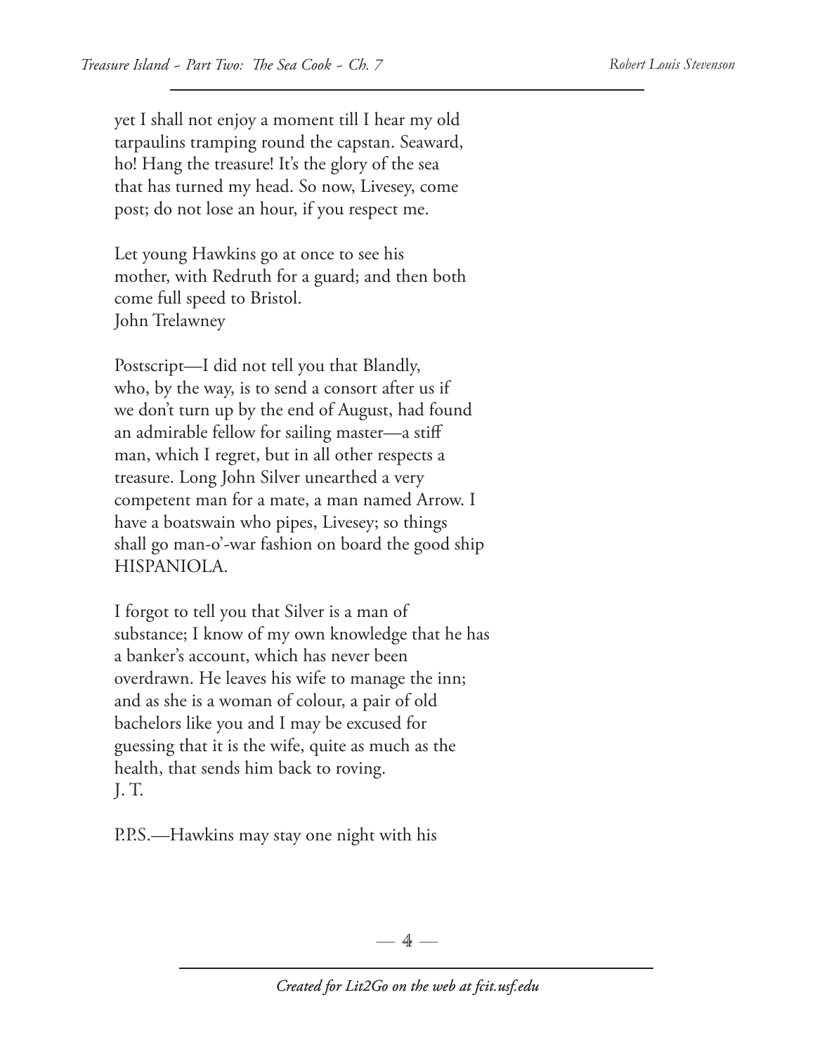yet I shall not enjoy a moment till I hear my old tarpaulins tramping round the capstan. Seaward, ho! Hang the treasure! It's the glory of the sea that has turned my head. So now, Livesey, come post; do not lose an hour, if you respect me.

Let young Hawkins go at once to see his mother, with Redruth for a guard; and then both come full speed to Bristol.
John Trelawney

Postscript—I did not tell you that Blandly, who, by the way, is to send a consort after us if we don't turn up by the end of August, had found an admirable fellow for sailing master—a stiff man, which I regret, but in all other respects a treasure. Long John Silver unearthed a very competent man for a mate, a man named Arrow. I have a boatswain who pipes, Livesey; so things shall go man-o'-war fashion on board the good ship HISPANIOLA.

I forgot to tell you that Silver is a man of substance; I know of my own knowledge that he has a banker's account, which has never been overdrawn. He leaves his wife to manage the inn; and as she is a woman of colour, a pair of old bachelors like you and I may be excused for guessing that it is the wife, quite as much as the health, that sends him back to roving.
J. T.

P.P.S.—Hawkins may stay one night with his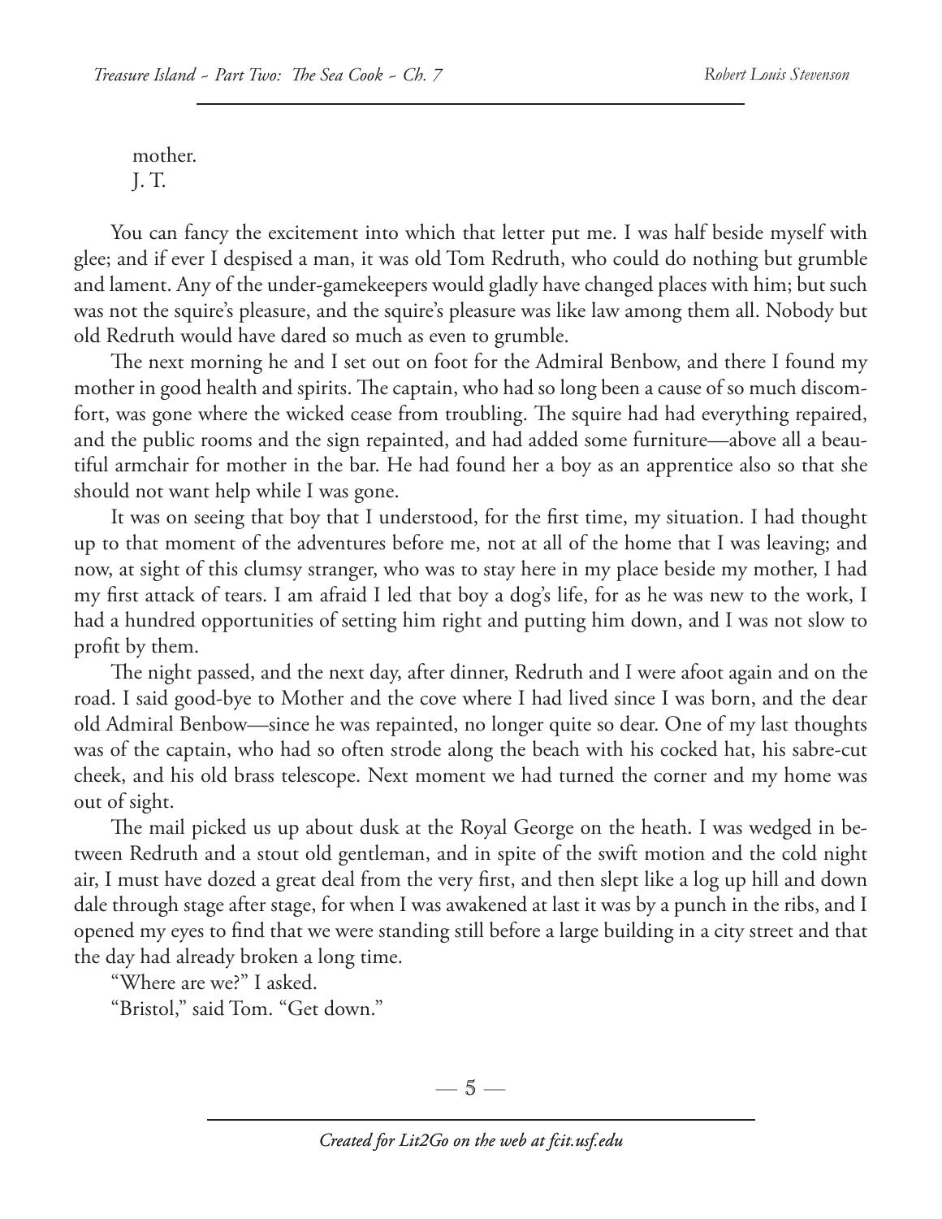mother.
J. T.

You can fancy the excitement into which that letter put me. I was half beside myself with glee; and if ever I despised a man, it was old Tom Redruth, who could do nothing but grumble and lament. Any of the under-gamekeepers would gladly have changed places with him; but such was not the squire's pleasure, and the squire's pleasure was like law among them all. Nobody but old Redruth would have dared so much as even to grumble.

The next morning he and I set out on foot for the Admiral Benbow, and there I found my mother in good health and spirits. The captain, who had so long been a cause of so much discomfort, was gone where the wicked cease from troubling. The squire had had everything repaired, and the public rooms and the sign repainted, and had added some furniture—above all a beautiful armchair for mother in the bar. He had found her a boy as an apprentice also so that she should not want help while I was gone.

It was on seeing that boy that I understood, for the first time, my situation. I had thought up to that moment of the adventures before me, not at all of the home that I was leaving; and now, at sight of this clumsy stranger, who was to stay here in my place beside my mother, I had my first attack of tears. I am afraid I led that boy a dog's life, for as he was new to the work, I had a hundred opportunities of setting him right and putting him down, and I was not slow to profit by them.

The night passed, and the next day, after dinner, Redruth and I were afoot again and on the road. I said good-bye to Mother and the cove where I had lived since I was born, and the dear old Admiral Benbow—since he was repainted, no longer quite so dear. One of my last thoughts was of the captain, who had so often strode along the beach with his cocked hat, his sabre-cut cheek, and his old brass telescope. Next moment we had turned the corner and my home was out of sight.

The mail picked us up about dusk at the Royal George on the heath. I was wedged in between Redruth and a stout old gentleman, and in spite of the swift motion and the cold night air, I must have dozed a great deal from the very first, and then slept like a log up hill and down dale through stage after stage, for when I was awakened at last it was by a punch in the ribs, and I opened my eyes to find that we were standing still before a large building in a city street and that the day had already broken a long time.

"Where are we?" I asked.

"Bristol," said Tom. "Get down."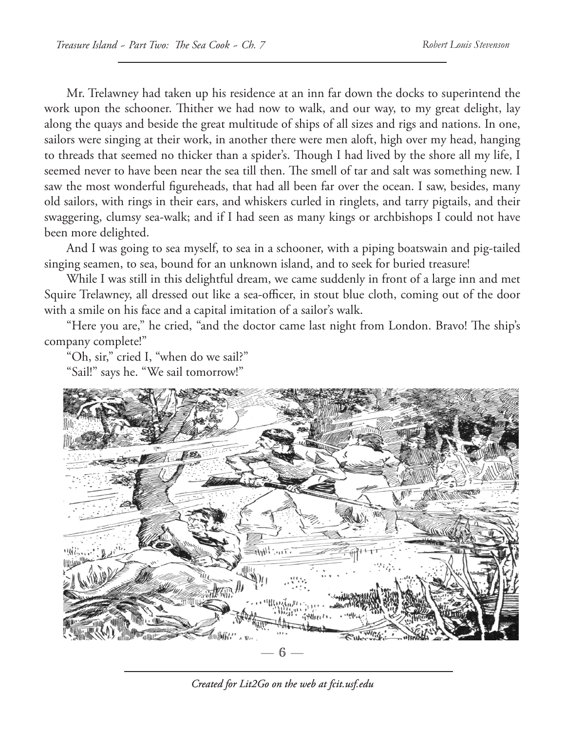Mr. Trelawney had taken up his residence at an inn far down the docks to superintend the work upon the schooner. Thither we had now to walk, and our way, to my great delight, lay along the quays and beside the great multitude of ships of all sizes and rigs and nations. In one, sailors were singing at their work, in another there were men aloft, high over my head, hanging to threads that seemed no thicker than a spider's. Though I had lived by the shore all my life, I seemed never to have been near the sea till then. The smell of tar and salt was something new. I saw the most wonderful figureheads, that had all been far over the ocean. I saw, besides, many old sailors, with rings in their ears, and whiskers curled in ringlets, and tarry pigtails, and their swaggering, clumsy sea-walk; and if I had seen as many kings or archbishops I could not have been more delighted.

And I was going to sea myself, to sea in a schooner, with a piping boatswain and pig-tailed singing seamen, to sea, bound for an unknown island, and to seek for buried treasure!

While I was still in this delightful dream, we came suddenly in front of a large inn and met Squire Trelawney, all dressed out like a sea-officer, in stout blue cloth, coming out of the door with a smile on his face and a capital imitation of a sailor's walk.

"Here you are," he cried, "and the doctor came last night from London. Bravo! The ship's company complete!"

"Oh, sir," cried I, "when do we sail?"

"Sail!" says he. "We sail tomorrow!"